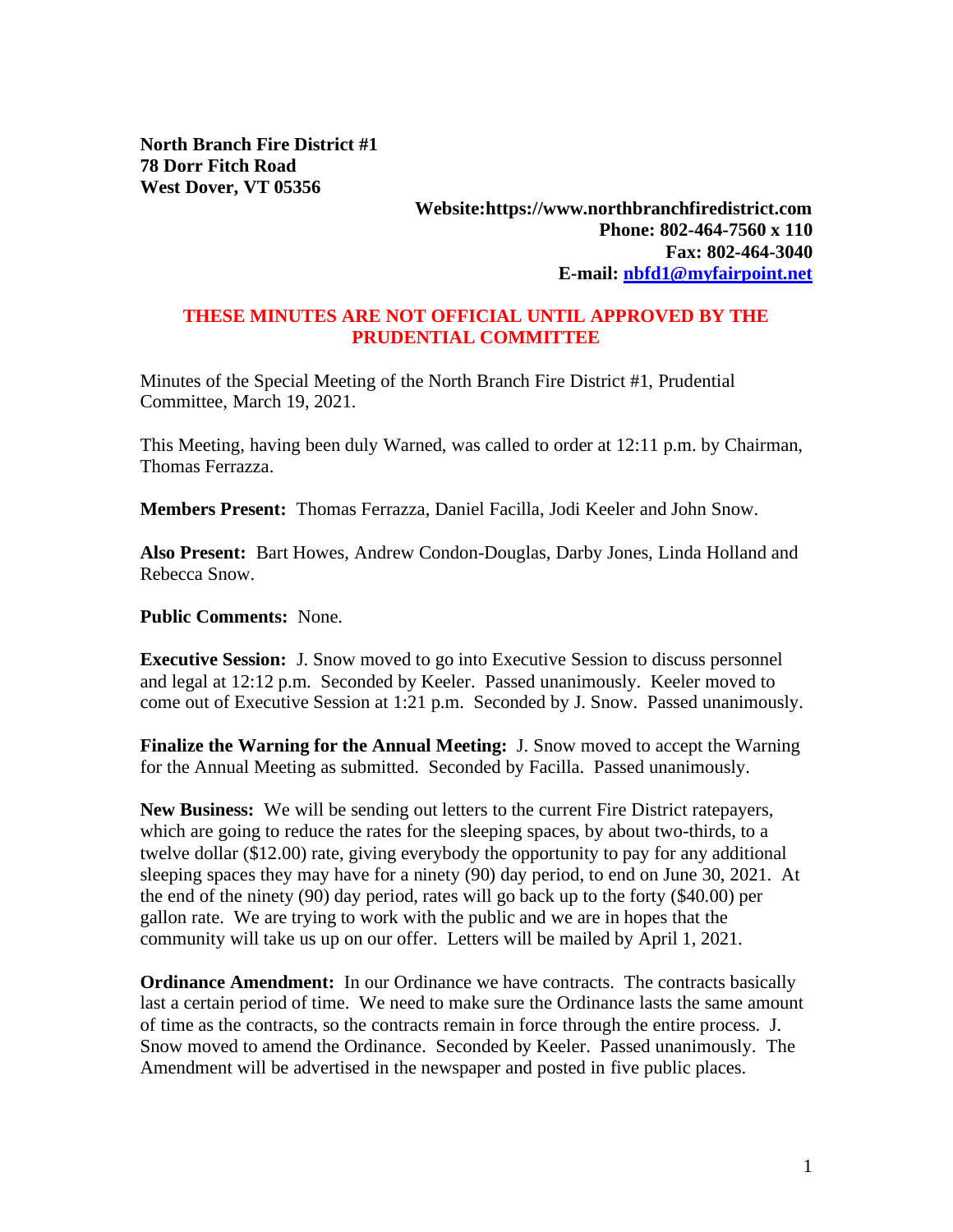**North Branch Fire District #1**
**78 Dorr Fitch Road**
**West Dover, VT 05356**

**Website:https://www.northbranchfiredistrict.com**
**Phone: 802-464-7560 x 110**
**Fax: 802-464-3040**
**E-mail: nbfd1@myfairpoint.net**

**THESE MINUTES ARE NOT OFFICIAL UNTIL APPROVED BY THE PRUDENTIAL COMMITTEE**

Minutes of the Special Meeting of the North Branch Fire District #1, Prudential Committee, March 19, 2021.

This Meeting, having been duly Warned, was called to order at 12:11 p.m. by Chairman, Thomas Ferrazza.

**Members Present:** Thomas Ferrazza, Daniel Facilla, Jodi Keeler and John Snow.

**Also Present:** Bart Howes, Andrew Condon-Douglas, Darby Jones, Linda Holland and Rebecca Snow.

**Public Comments:** None.

**Executive Session:** J. Snow moved to go into Executive Session to discuss personnel and legal at 12:12 p.m. Seconded by Keeler. Passed unanimously. Keeler moved to come out of Executive Session at 1:21 p.m. Seconded by J. Snow. Passed unanimously.

**Finalize the Warning for the Annual Meeting:** J. Snow moved to accept the Warning for the Annual Meeting as submitted. Seconded by Facilla. Passed unanimously.

**New Business:** We will be sending out letters to the current Fire District ratepayers, which are going to reduce the rates for the sleeping spaces, by about two-thirds, to a twelve dollar ($12.00) rate, giving everybody the opportunity to pay for any additional sleeping spaces they may have for a ninety (90) day period, to end on June 30, 2021. At the end of the ninety (90) day period, rates will go back up to the forty ($40.00) per gallon rate. We are trying to work with the public and we are in hopes that the community will take us up on our offer. Letters will be mailed by April 1, 2021.

**Ordinance Amendment:** In our Ordinance we have contracts. The contracts basically last a certain period of time. We need to make sure the Ordinance lasts the same amount of time as the contracts, so the contracts remain in force through the entire process. J. Snow moved to amend the Ordinance. Seconded by Keeler. Passed unanimously. The Amendment will be advertised in the newspaper and posted in five public places.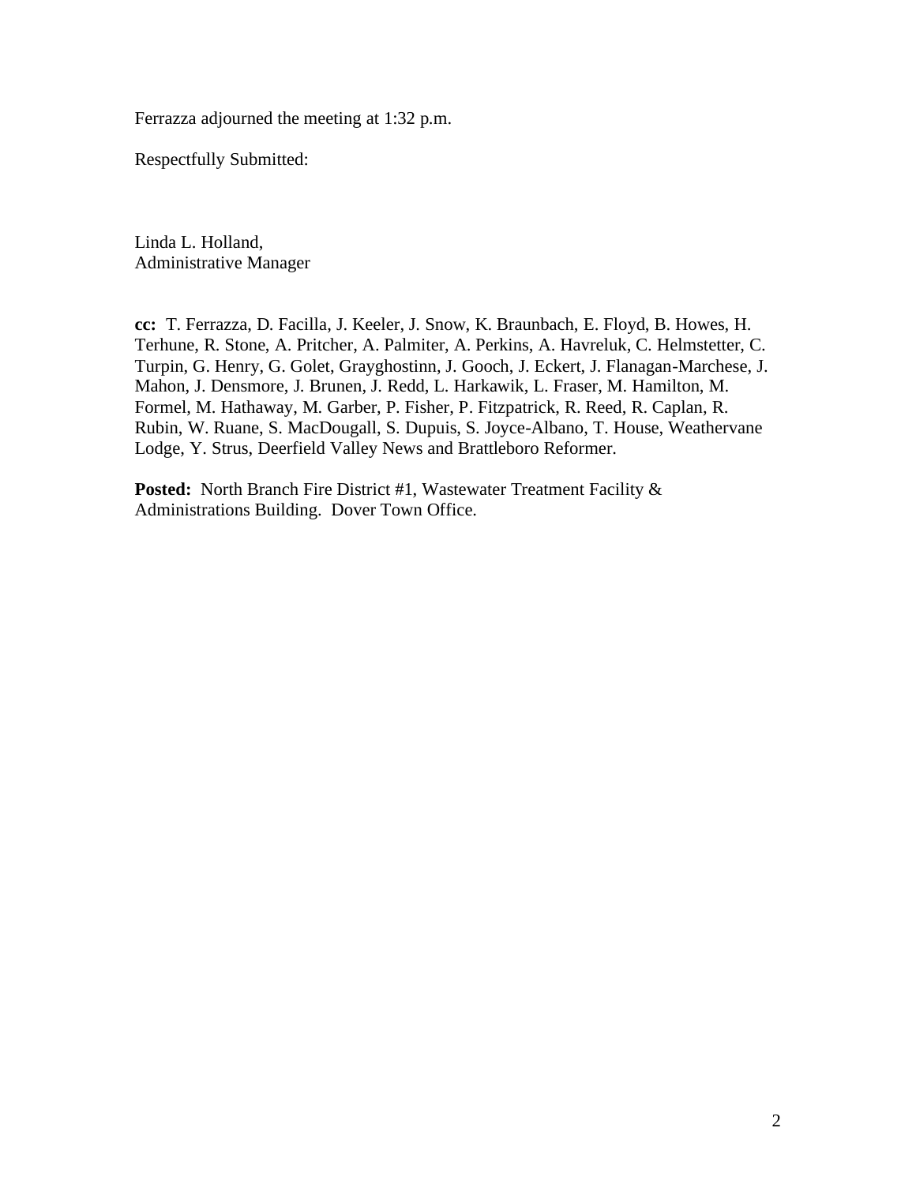Ferrazza adjourned the meeting at 1:32 p.m.

Respectfully Submitted:

Linda L. Holland,
Administrative Manager

**cc:** T. Ferrazza, D. Facilla, J. Keeler, J. Snow, K. Braunbach, E. Floyd, B. Howes, H. Terhune, R. Stone, A. Pritcher, A. Palmiter, A. Perkins, A. Havreluk, C. Helmstetter, C. Turpin, G. Henry, G. Golet, Grayghostinn, J. Gooch, J. Eckert, J. Flanagan-Marchese, J. Mahon, J. Densmore, J. Brunen, J. Redd, L. Harkawik, L. Fraser, M. Hamilton, M. Formel, M. Hathaway, M. Garber, P. Fisher, P. Fitzpatrick, R. Reed, R. Caplan, R. Rubin, W. Ruane, S. MacDougall, S. Dupuis, S. Joyce-Albano, T. House, Weathervane Lodge, Y. Strus, Deerfield Valley News and Brattleboro Reformer.

**Posted:** North Branch Fire District #1, Wastewater Treatment Facility & Administrations Building. Dover Town Office.